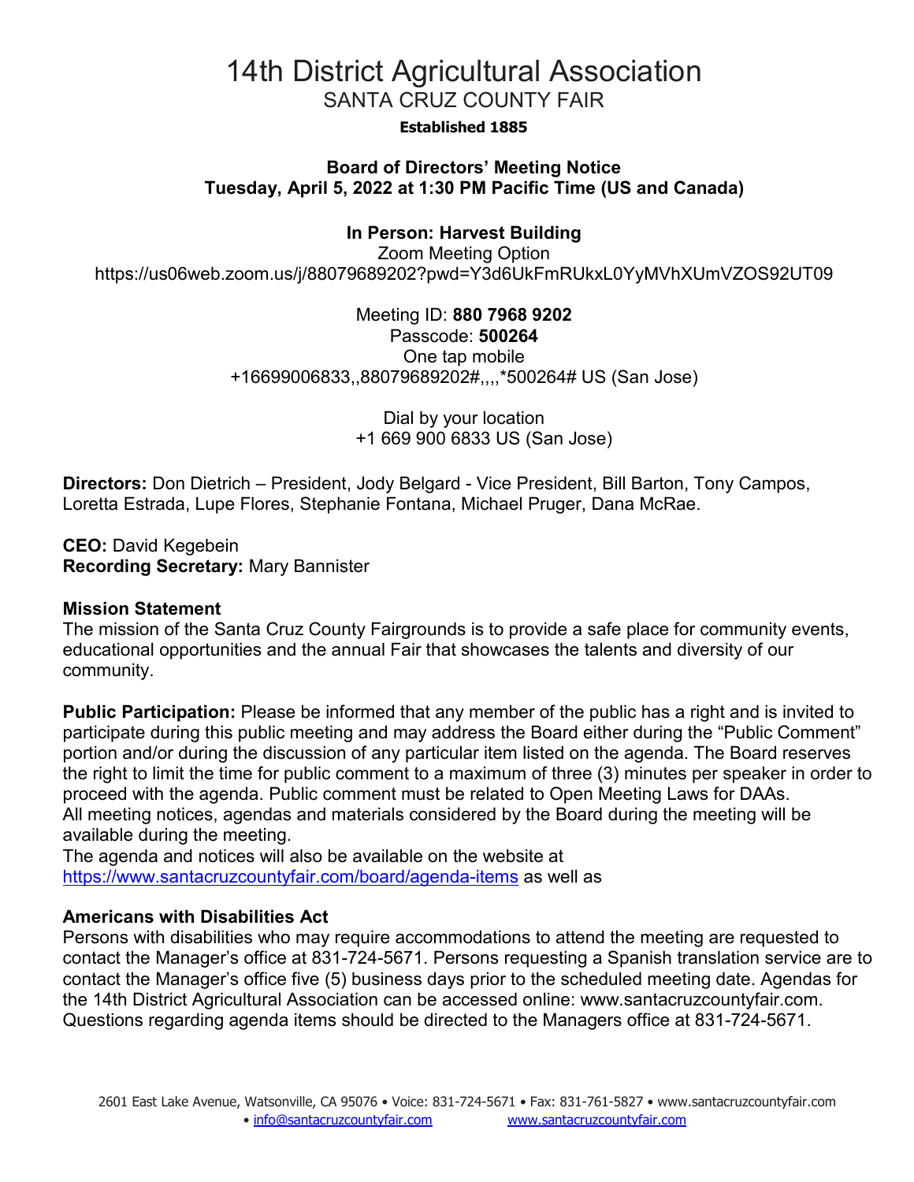# 14th District Agricultural Association

## SANTA CRUZ COUNTY FAIR

**Established 1885**

**Board of Directors' Meeting Notice**
**Tuesday, April 5, 2022 at 1:30 PM Pacific Time (US and Canada)**

**In Person: Harvest Building**

Zoom Meeting Option
https://us06web.zoom.us/j/88079689202?pwd=Y3d6UkFmRUkxL0YyMVhXUmVZOS92UT09

Meeting ID: **880 7968 9202**
Passcode: **500264**
One tap mobile
+16699006833,,88079689202#,,,,*500264# US (San Jose)

Dial by your location
+1 669 900 6833 US (San Jose)

**Directors:** Don Dietrich – President, Jody Belgard - Vice President, Bill Barton, Tony Campos, Loretta Estrada, Lupe Flores, Stephanie Fontana, Michael Pruger, Dana McRae.

**CEO:** David Kegebein
**Recording Secretary:** Mary Bannister

**Mission Statement**
The mission of the Santa Cruz County Fairgrounds is to provide a safe place for community events, educational opportunities and the annual Fair that showcases the talents and diversity of our community.

**Public Participation:** Please be informed that any member of the public has a right and is invited to participate during this public meeting and may address the Board either during the "Public Comment" portion and/or during the discussion of any particular item listed on the agenda. The Board reserves the right to limit the time for public comment to a maximum of three (3) minutes per speaker in order to proceed with the agenda. Public comment must be related to Open Meeting Laws for DAAs.
All meeting notices, agendas and materials considered by the Board during the meeting will be available during the meeting.
The agenda and notices will also be available on the website at https://www.santacruzcountyfair.com/board/agenda-items as well as

**Americans with Disabilities Act**
Persons with disabilities who may require accommodations to attend the meeting are requested to contact the Manager's office at 831-724-5671. Persons requesting a Spanish translation service are to contact the Manager's office five (5) business days prior to the scheduled meeting date. Agendas for the 14th District Agricultural Association can be accessed online: www.santacruzcountyfair.com. Questions regarding agenda items should be directed to the Managers office at 831-724-5671.

2601 East Lake Avenue, Watsonville, CA 95076 • Voice: 831-724-5671 • Fax: 831-761-5827 • www.santacruzcountyfair.com • info@santacruzcountyfair.com www.santacruzcountyfair.com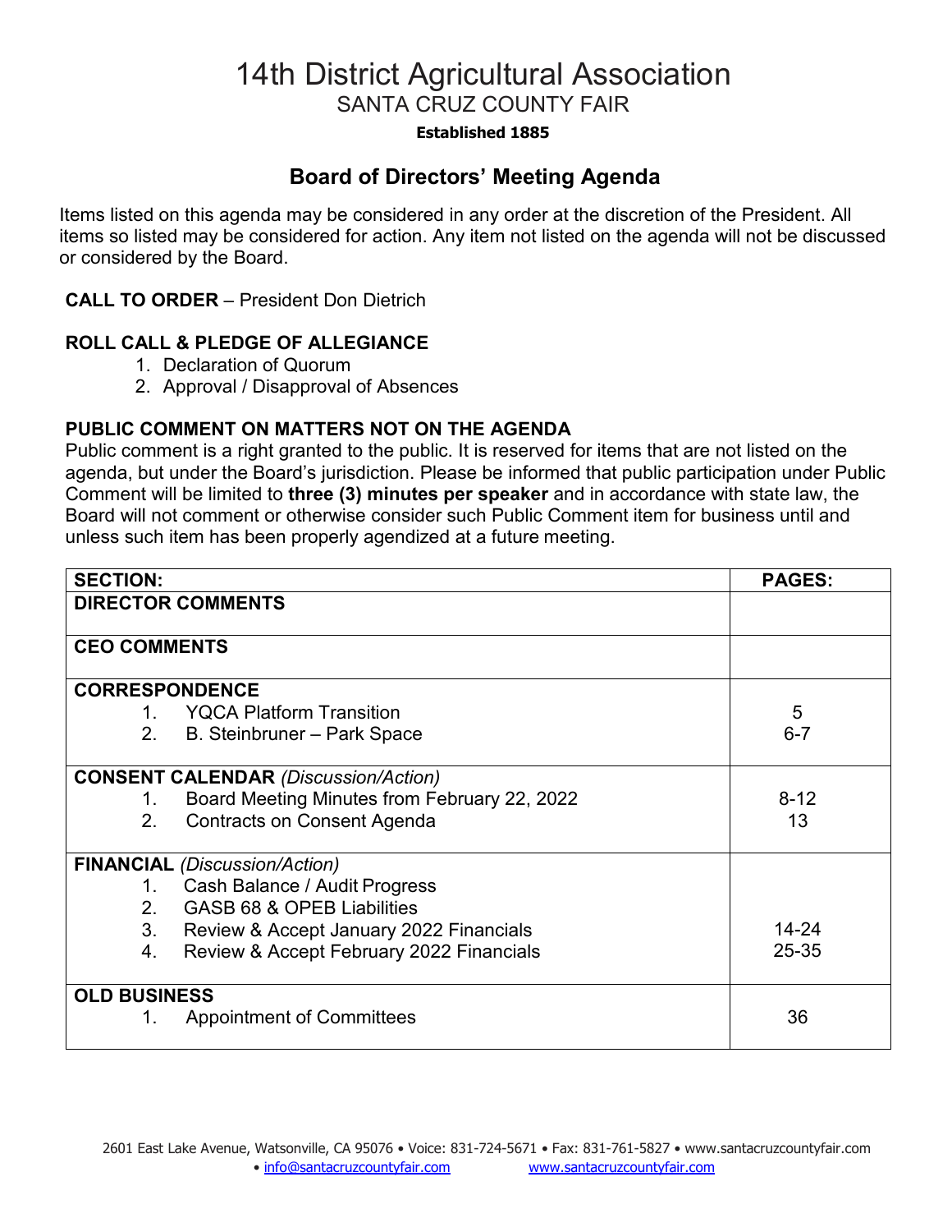# 14th District Agricultural Association

## SANTA CRUZ COUNTY FAIR

**Established 1885**

## Board of Directors' Meeting Agenda

Items listed on this agenda may be considered in any order at the discretion of the President. All items so listed may be considered for action. Any item not listed on the agenda will not be discussed or considered by the Board.

**CALL TO ORDER** – President Don Dietrich

**ROLL CALL & PLEDGE OF ALLEGIANCE**

1. Declaration of Quorum
2. Approval / Disapproval of Absences

**PUBLIC COMMENT ON MATTERS NOT ON THE AGENDA**

Public comment is a right granted to the public. It is reserved for items that are not listed on the agenda, but under the Board's jurisdiction. Please be informed that public participation under Public Comment will be limited to **three (3) minutes per speaker** and in accordance with state law, the Board will not comment or otherwise consider such Public Comment item for business until and unless such item has been properly agendized at a future meeting.

| SECTION: | PAGES: |
|---|---|
| **DIRECTOR COMMENTS** | |
| **CEO COMMENTS** | |
| **CORRESPONDENCE** | |
| 1. YQCA Platform Transition | 5 |
| 2. B. Steinbruner – Park Space | 6-7 |
| **CONSENT CALENDAR** *(Discussion/Action)* | |
| 1. Board Meeting Minutes from February 22, 2022 | 8-12 |
| 2. Contracts on Consent Agenda | 13 |
| **FINANCIAL** *(Discussion/Action)* | |
| 1. Cash Balance / Audit Progress | |
| 2. GASB 68 & OPEB Liabilities | |
| 3. Review & Accept January 2022 Financials | 14-24 |
| 4. Review & Accept February 2022 Financials | 25-35 |
| **OLD BUSINESS** | |
| 1. Appointment of Committees | 36 |

2601 East Lake Avenue, Watsonville, CA 95076 • Voice: 831-724-5671 • Fax: 831-761-5827 • www.santacruzcountyfair.com • info@santacruzcountyfair.com www.santacruzcountyfair.com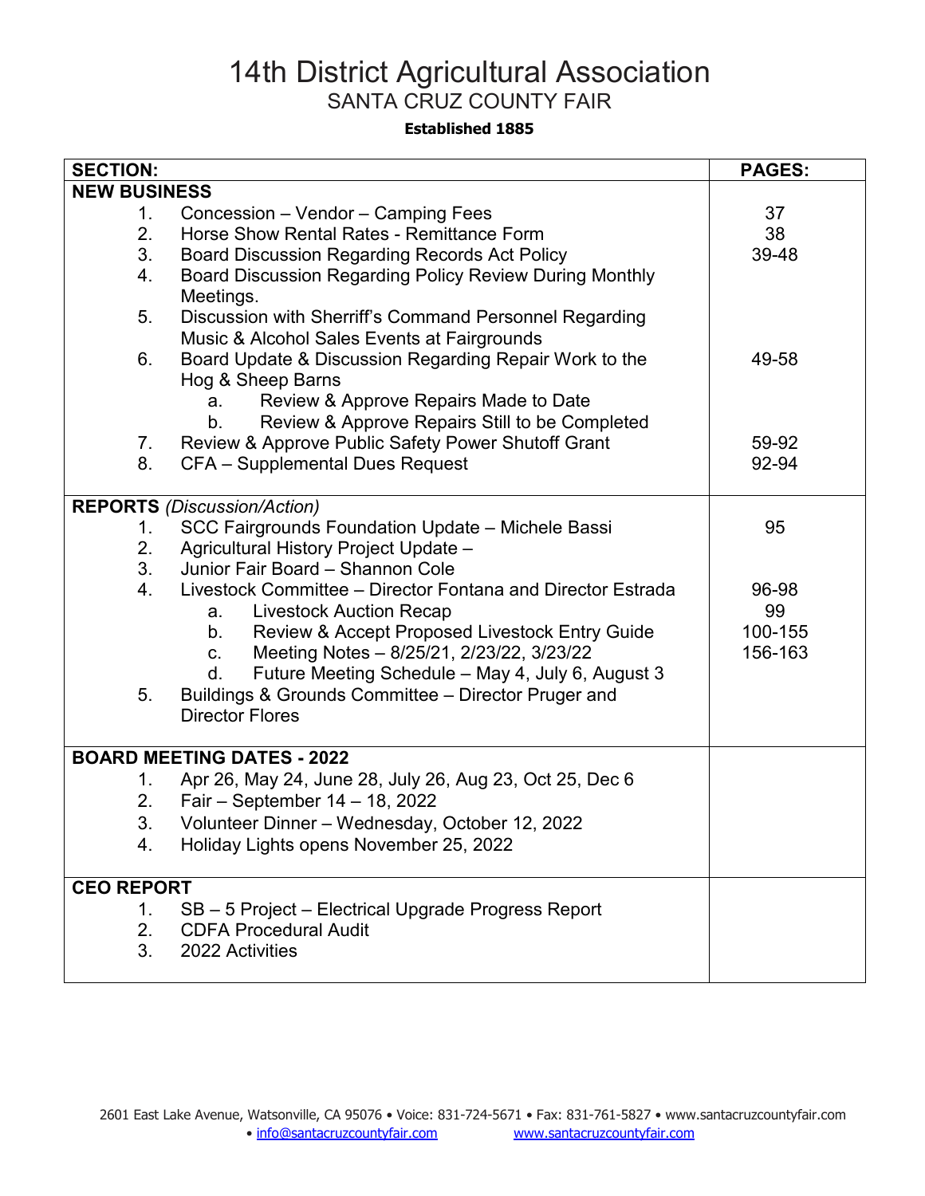# 14th District Agricultural Association

## SANTA CRUZ COUNTY FAIR

**Established 1885**

| SECTION: | PAGES: |
|---|---|
| **NEW BUSINESS** | |
| 1. Concession – Vendor – Camping Fees | 37 |
| 2. Horse Show Rental Rates - Remittance Form | 38 |
| 3. Board Discussion Regarding Records Act Policy | 39-48 |
| 4. Board Discussion Regarding Policy Review During Monthly Meetings. | |
| 5. Discussion with Sherriff's Command Personnel Regarding Music & Alcohol Sales Events at Fairgrounds | |
| 6. Board Update & Discussion Regarding Repair Work to the Hog & Sheep Barns | 49-58 |
| a. Review & Approve Repairs Made to Date | |
| b. Review & Approve Repairs Still to be Completed | |
| 7. Review & Approve Public Safety Power Shutoff Grant | 59-92 |
| 8. CFA – Supplemental Dues Request | 92-94 |
| **REPORTS** *(Discussion/Action)* | |
| 1. SCC Fairgrounds Foundation Update – Michele Bassi | 95 |
| 2. Agricultural History Project Update – | |
| 3. Junior Fair Board – Shannon Cole | |
| 4. Livestock Committee – Director Fontana and Director Estrada | 96-98 |
| a. Livestock Auction Recap | 99 |
| b. Review & Accept Proposed Livestock Entry Guide | 100-155 |
| c. Meeting Notes – 8/25/21, 2/23/22, 3/23/22 | 156-163 |
| d. Future Meeting Schedule – May 4, July 6, August 3 | |
| 5. Buildings & Grounds Committee – Director Pruger and Director Flores | |
| **BOARD MEETING DATES - 2022** | |
| 1. Apr 26, May 24, June 28, July 26, Aug 23, Oct 25, Dec 6 | |
| 2. Fair – September 14 – 18, 2022 | |
| 3. Volunteer Dinner – Wednesday, October 12, 2022 | |
| 4. Holiday Lights opens November 25, 2022 | |
| **CEO REPORT** | |
| 1. SB – 5 Project – Electrical Upgrade Progress Report | |
| 2. CDFA Procedural Audit | |
| 3. 2022 Activities | |

2601 East Lake Avenue, Watsonville, CA 95076 • Voice: 831-724-5671 • Fax: 831-761-5827 • www.santacruzcountyfair.com • info@santacruzcountyfair.com www.santacruzcountyfair.com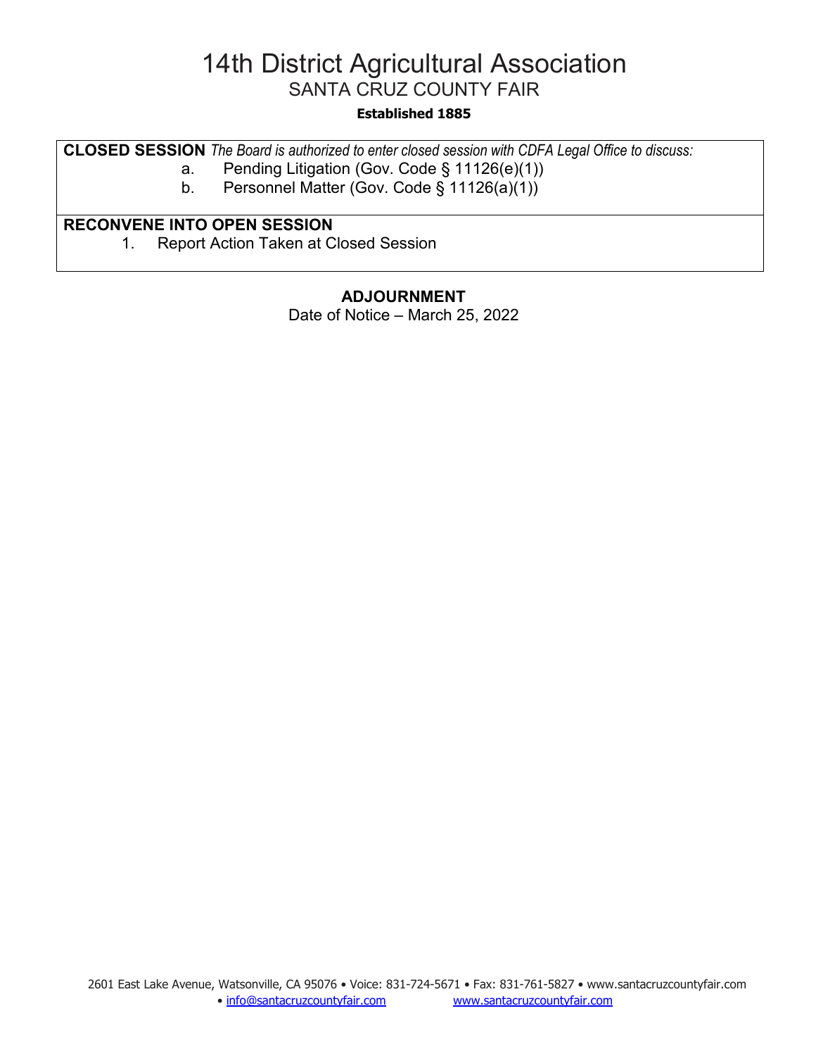# 14th District Agricultural Association

SANTA CRUZ COUNTY FAIR

**Established 1885**

**CLOSED SESSION** *The Board is authorized to enter closed session with CDFA Legal Office to discuss:*

a. Pending Litigation (Gov. Code § 11126(e)(1))

b. Personnel Matter (Gov. Code § 11126(a)(1))

**RECONVENE INTO OPEN SESSION**

1. Report Action Taken at Closed Session

**ADJOURNMENT**

Date of Notice – March 25, 2022

2601 East Lake Avenue, Watsonville, CA 95076 • Voice: 831-724-5671 • Fax: 831-761-5827 • www.santacruzcountyfair.com • info@santacruzcountyfair.com www.santacruzcountyfair.com